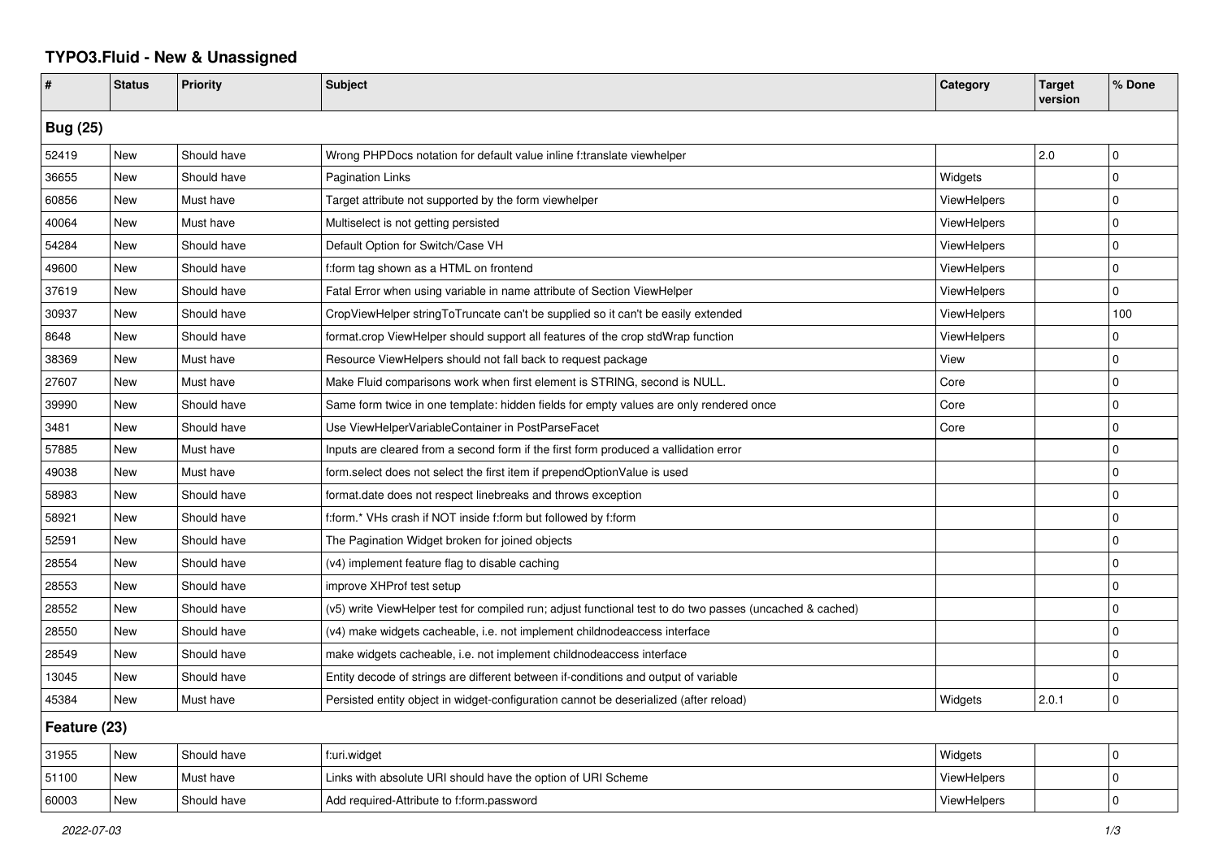# TYPO3.Fluid - New & Unassigned

| # | Status | Priority | Subject | Category | Target version | % Done |
|---|---|---|---|---|---|---|
| **Bug (25)** | | | | | | |
| 52419 | New | Should have | Wrong PHPDocs notation for default value inline f:translate viewhelper | | 2.0 | 0 |
| 36655 | New | Should have | Pagination Links | Widgets | | 0 |
| 60856 | New | Must have | Target attribute not supported by the form viewhelper | ViewHelpers | | 0 |
| 40064 | New | Must have | Multiselect is not getting persisted | ViewHelpers | | 0 |
| 54284 | New | Should have | Default Option for Switch/Case VH | ViewHelpers | | 0 |
| 49600 | New | Should have | f:form tag shown as a HTML on frontend | ViewHelpers | | 0 |
| 37619 | New | Should have | Fatal Error when using variable in name attribute of Section ViewHelper | ViewHelpers | | 0 |
| 30937 | New | Should have | CropViewHelper stringToTruncate can't be supplied so it can't be easily extended | ViewHelpers | | 100 |
| 8648 | New | Should have | format.crop ViewHelper should support all features of the crop stdWrap function | ViewHelpers | | 0 |
| 38369 | New | Must have | Resource ViewHelpers should not fall back to request package | View | | 0 |
| 27607 | New | Must have | Make Fluid comparisons work when first element is STRING, second is NULL. | Core | | 0 |
| 39990 | New | Should have | Same form twice in one template: hidden fields for empty values are only rendered once | Core | | 0 |
| 3481 | New | Should have | Use ViewHelperVariableContainer in PostParseFacet | Core | | 0 |
| 57885 | New | Must have | Inputs are cleared from a second form if the first form produced a vallidation error | | | 0 |
| 49038 | New | Must have | form.select does not select the first item if prependOptionValue is used | | | 0 |
| 58983 | New | Should have | format.date does not respect linebreaks and throws exception | | | 0 |
| 58921 | New | Should have | f:form.* VHs crash if NOT inside f:form but followed by f:form | | | 0 |
| 52591 | New | Should have | The Pagination Widget broken for joined objects | | | 0 |
| 28554 | New | Should have | (v4) implement feature flag to disable caching | | | 0 |
| 28553 | New | Should have | improve XHProf test setup | | | 0 |
| 28552 | New | Should have | (v5) write ViewHelper test for compiled run; adjust functional test to do two passes (uncached & cached) | | | 0 |
| 28550 | New | Should have | (v4) make widgets cacheable, i.e. not implement childnodeaccess interface | | | 0 |
| 28549 | New | Should have | make widgets cacheable, i.e. not implement childnodeaccess interface | | | 0 |
| 13045 | New | Should have | Entity decode of strings are different between if-conditions and output of variable | | | 0 |
| 45384 | New | Must have | Persisted entity object in widget-configuration cannot be deserialized (after reload) | Widgets | 2.0.1 | 0 |
| **Feature (23)** | | | | | | |
| 31955 | New | Should have | f:uri.widget | Widgets | | 0 |
| 51100 | New | Must have | Links with absolute URI should have the option of URI Scheme | ViewHelpers | | 0 |
| 60003 | New | Should have | Add required-Attribute to f:form.password | ViewHelpers | | 0 |

*2022-07-03*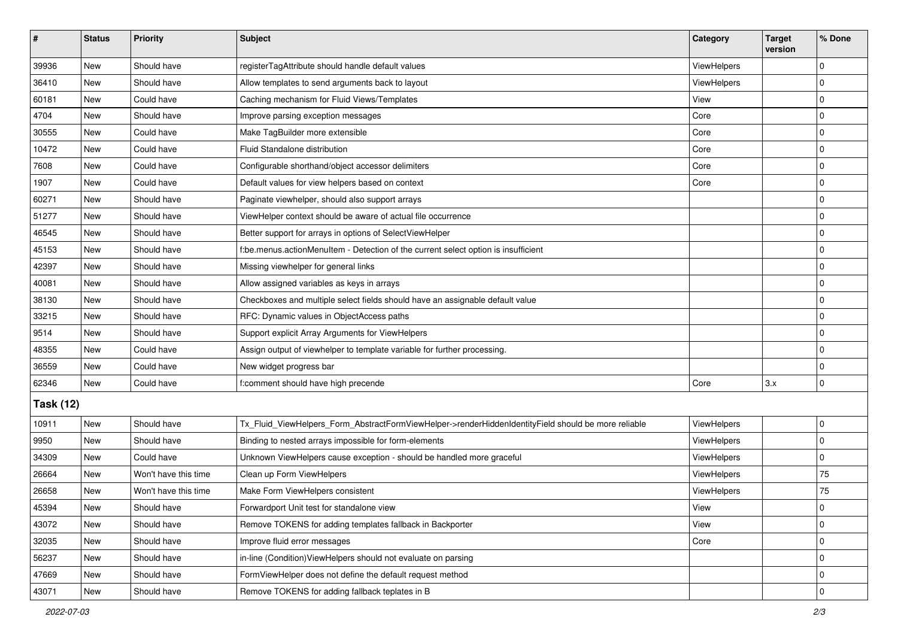| # | Status | Priority | Subject | Category | Target version | % Done |
|---|---|---|---|---|---|---|
| 39936 | New | Should have | registerTagAttribute should handle default values | ViewHelpers | | 0 |
| 36410 | New | Should have | Allow templates to send arguments back to layout | ViewHelpers | | 0 |
| 60181 | New | Could have | Caching mechanism for Fluid Views/Templates | View | | 0 |
| 4704 | New | Should have | Improve parsing exception messages | Core | | 0 |
| 30555 | New | Could have | Make TagBuilder more extensible | Core | | 0 |
| 10472 | New | Could have | Fluid Standalone distribution | Core | | 0 |
| 7608 | New | Could have | Configurable shorthand/object accessor delimiters | Core | | 0 |
| 1907 | New | Could have | Default values for view helpers based on context | Core | | 0 |
| 60271 | New | Should have | Paginate viewhelper, should also support arrays | | | 0 |
| 51277 | New | Should have | ViewHelper context should be aware of actual file occurrence | | | 0 |
| 46545 | New | Should have | Better support for arrays in options of SelectViewHelper | | | 0 |
| 45153 | New | Should have | f:be.menus.actionMenuItem - Detection of the current select option is insufficient | | | 0 |
| 42397 | New | Should have | Missing viewhelper for general links | | | 0 |
| 40081 | New | Should have | Allow assigned variables as keys in arrays | | | 0 |
| 38130 | New | Should have | Checkboxes and multiple select fields should have an assignable default value | | | 0 |
| 33215 | New | Should have | RFC: Dynamic values in ObjectAccess paths | | | 0 |
| 9514 | New | Should have | Support explicit Array Arguments for ViewHelpers | | | 0 |
| 48355 | New | Could have | Assign output of viewhelper to template variable for further processing. | | | 0 |
| 36559 | New | Could have | New widget progress bar | | | 0 |
| 62346 | New | Could have | f:comment should have high precende | Core | 3.x | 0 |
| **Task (12)** | | | | | | |
| 10911 | New | Should have | Tx_Fluid_ViewHelpers_Form_AbstractFormViewHelper->renderHiddenIdentityField should be more reliable | ViewHelpers | | 0 |
| 9950 | New | Should have | Binding to nested arrays impossible for form-elements | ViewHelpers | | 0 |
| 34309 | New | Could have | Unknown ViewHelpers cause exception - should be handled more graceful | ViewHelpers | | 0 |
| 26664 | New | Won't have this time | Clean up Form ViewHelpers | ViewHelpers | | 75 |
| 26658 | New | Won't have this time | Make Form ViewHelpers consistent | ViewHelpers | | 75 |
| 45394 | New | Should have | Forwardport Unit test for standalone view | View | | 0 |
| 43072 | New | Should have | Remove TOKENS for adding templates fallback in Backporter | View | | 0 |
| 32035 | New | Should have | Improve fluid error messages | Core | | 0 |
| 56237 | New | Should have | in-line (Condition)ViewHelpers should not evaluate on parsing | | | 0 |
| 47669 | New | Should have | FormViewHelper does not define the default request method | | | 0 |
| 43071 | New | Should have | Remove TOKENS for adding fallback teplates in B | | | 0 |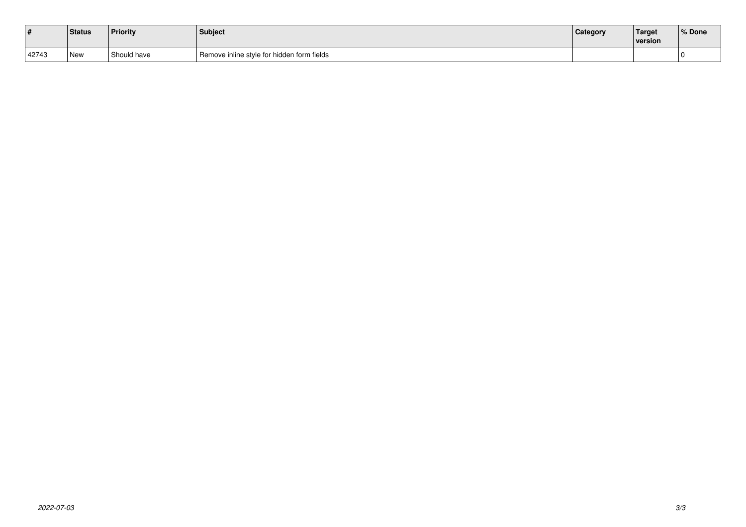| # | Status | Priority | Subject | Category | Target version | % Done |
|---|---|---|---|---|---|---|
| 42743 | New | Should have | Remove inline style for hidden form fields | | | 0 |

*2022-07-03*